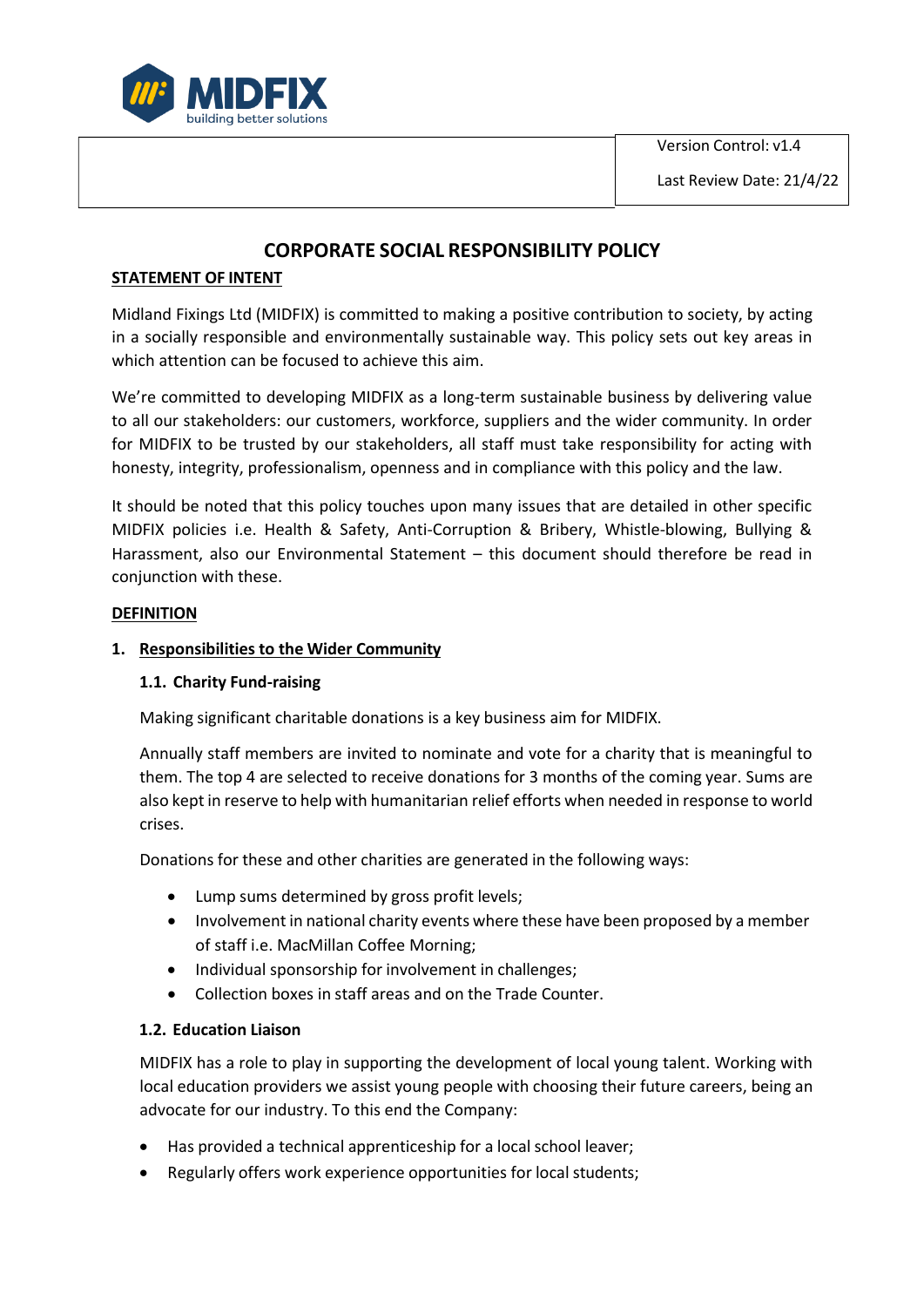MIDFIX
building better solutions

| | |
|---|---|
| | Version Control: v1.4<br>Last Review Date: 21/4/22 |

# CORPORATE SOCIAL RESPONSIBILITY POLICY

## STATEMENT OF INTENT

Midland Fixings Ltd (MIDFIX) is committed to making a positive contribution to society, by acting in a socially responsible and environmentally sustainable way. This policy sets out key areas in which attention can be focused to achieve this aim.

We're committed to developing MIDFIX as a long-term sustainable business by delivering value to all our stakeholders: our customers, workforce, suppliers and the wider community. In order for MIDFIX to be trusted by our stakeholders, all staff must take responsibility for acting with honesty, integrity, professionalism, openness and in compliance with this policy and the law.

It should be noted that this policy touches upon many issues that are detailed in other specific MIDFIX policies i.e. Health & Safety, Anti-Corruption & Bribery, Whistle-blowing, Bullying & Harassment, also our Environmental Statement – this document should therefore be read in conjunction with these.

## DEFINITION

### 1. Responsibilities to the Wider Community

#### 1.1. Charity Fund-raising

Making significant charitable donations is a key business aim for MIDFIX.

Annually staff members are invited to nominate and vote for a charity that is meaningful to them. The top 4 are selected to receive donations for 3 months of the coming year. Sums are also kept in reserve to help with humanitarian relief efforts when needed in response to world crises.

Donations for these and other charities are generated in the following ways:

- Lump sums determined by gross profit levels;
- Involvement in national charity events where these have been proposed by a member of staff i.e. MacMillan Coffee Morning;
- Individual sponsorship for involvement in challenges;
- Collection boxes in staff areas and on the Trade Counter.

#### 1.2. Education Liaison

MIDFIX has a role to play in supporting the development of local young talent. Working with local education providers we assist young people with choosing their future careers, being an advocate for our industry. To this end the Company:

- Has provided a technical apprenticeship for a local school leaver;
- Regularly offers work experience opportunities for local students;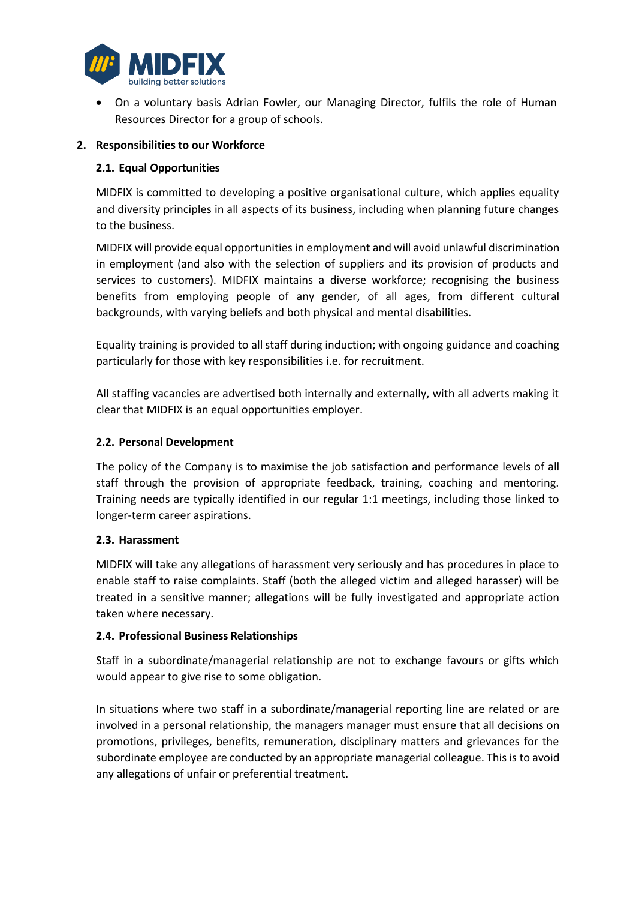- On a voluntary basis Adrian Fowler, our Managing Director, fulfils the role of Human Resources Director for a group of schools.

## 2. Responsibilities to our Workforce

### 2.1. Equal Opportunities

MIDFIX is committed to developing a positive organisational culture, which applies equality and diversity principles in all aspects of its business, including when planning future changes to the business.

MIDFIX will provide equal opportunities in employment and will avoid unlawful discrimination in employment (and also with the selection of suppliers and its provision of products and services to customers). MIDFIX maintains a diverse workforce; recognising the business benefits from employing people of any gender, of all ages, from different cultural backgrounds, with varying beliefs and both physical and mental disabilities.

Equality training is provided to all staff during induction; with ongoing guidance and coaching particularly for those with key responsibilities i.e. for recruitment.

All staffing vacancies are advertised both internally and externally, with all adverts making it clear that MIDFIX is an equal opportunities employer.

### 2.2. Personal Development

The policy of the Company is to maximise the job satisfaction and performance levels of all staff through the provision of appropriate feedback, training, coaching and mentoring. Training needs are typically identified in our regular 1:1 meetings, including those linked to longer-term career aspirations.

### 2.3. Harassment

MIDFIX will take any allegations of harassment very seriously and has procedures in place to enable staff to raise complaints. Staff (both the alleged victim and alleged harasser) will be treated in a sensitive manner; allegations will be fully investigated and appropriate action taken where necessary.

### 2.4. Professional Business Relationships

Staff in a subordinate/managerial relationship are not to exchange favours or gifts which would appear to give rise to some obligation.

In situations where two staff in a subordinate/managerial reporting line are related or are involved in a personal relationship, the managers manager must ensure that all decisions on promotions, privileges, benefits, remuneration, disciplinary matters and grievances for the subordinate employee are conducted by an appropriate managerial colleague. This is to avoid any allegations of unfair or preferential treatment.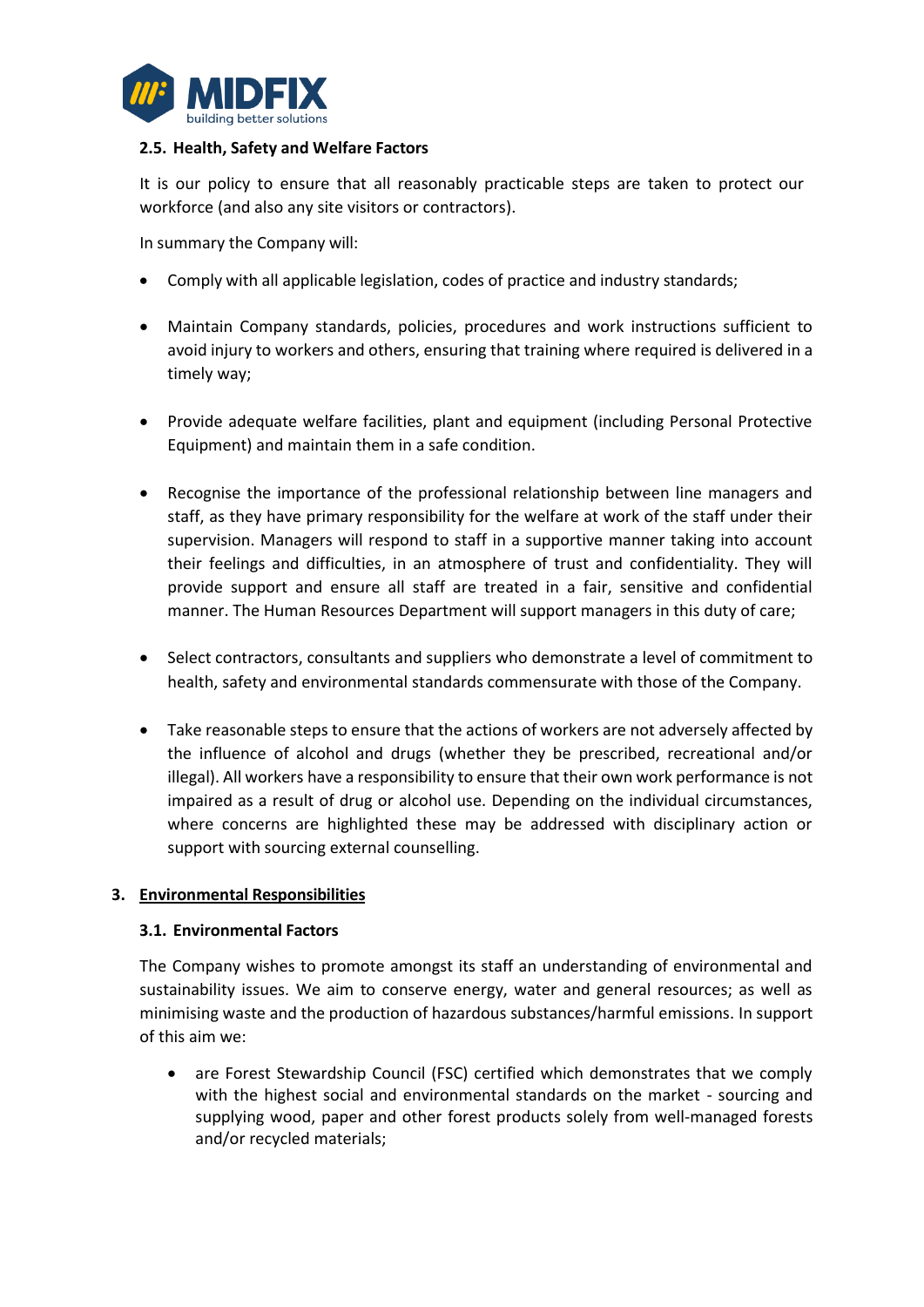### 2.5. Health, Safety and Welfare Factors

It is our policy to ensure that all reasonably practicable steps are taken to protect our workforce (and also any site visitors or contractors).

In summary the Company will:

- Comply with all applicable legislation, codes of practice and industry standards;
- Maintain Company standards, policies, procedures and work instructions sufficient to avoid injury to workers and others, ensuring that training where required is delivered in a timely way;
- Provide adequate welfare facilities, plant and equipment (including Personal Protective Equipment) and maintain them in a safe condition.
- Recognise the importance of the professional relationship between line managers and staff, as they have primary responsibility for the welfare at work of the staff under their supervision. Managers will respond to staff in a supportive manner taking into account their feelings and difficulties, in an atmosphere of trust and confidentiality. They will provide support and ensure all staff are treated in a fair, sensitive and confidential manner. The Human Resources Department will support managers in this duty of care;
- Select contractors, consultants and suppliers who demonstrate a level of commitment to health, safety and environmental standards commensurate with those of the Company.
- Take reasonable steps to ensure that the actions of workers are not adversely affected by the influence of alcohol and drugs (whether they be prescribed, recreational and/or illegal). All workers have a responsibility to ensure that their own work performance is not impaired as a result of drug or alcohol use. Depending on the individual circumstances, where concerns are highlighted these may be addressed with disciplinary action or support with sourcing external counselling.

## 3. Environmental Responsibilities

### 3.1. Environmental Factors

The Company wishes to promote amongst its staff an understanding of environmental and sustainability issues. We aim to conserve energy, water and general resources; as well as minimising waste and the production of hazardous substances/harmful emissions. In support of this aim we:

- are Forest Stewardship Council (FSC) certified which demonstrates that we comply with the highest social and environmental standards on the market - sourcing and supplying wood, paper and other forest products solely from well-managed forests and/or recycled materials;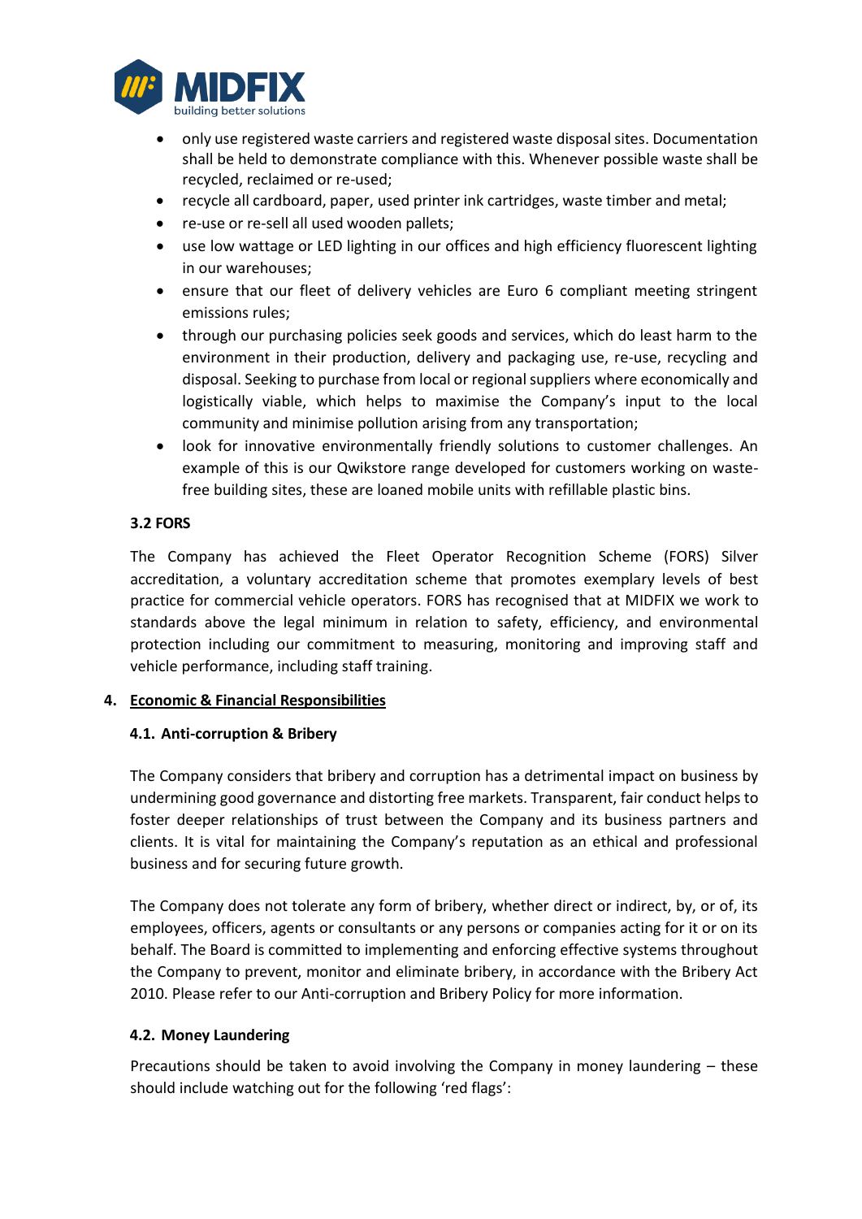- only use registered waste carriers and registered waste disposal sites. Documentation shall be held to demonstrate compliance with this. Whenever possible waste shall be recycled, reclaimed or re-used;
- recycle all cardboard, paper, used printer ink cartridges, waste timber and metal;
- re-use or re-sell all used wooden pallets;
- use low wattage or LED lighting in our offices and high efficiency fluorescent lighting in our warehouses;
- ensure that our fleet of delivery vehicles are Euro 6 compliant meeting stringent emissions rules;
- through our purchasing policies seek goods and services, which do least harm to the environment in their production, delivery and packaging use, re-use, recycling and disposal. Seeking to purchase from local or regional suppliers where economically and logistically viable, which helps to maximise the Company's input to the local community and minimise pollution arising from any transportation;
- look for innovative environmentally friendly solutions to customer challenges. An example of this is our Qwikstore range developed for customers working on waste-free building sites, these are loaned mobile units with refillable plastic bins.

### 3.2 FORS

The Company has achieved the Fleet Operator Recognition Scheme (FORS) Silver accreditation, a voluntary accreditation scheme that promotes exemplary levels of best practice for commercial vehicle operators. FORS has recognised that at MIDFIX we work to standards above the legal minimum in relation to safety, efficiency, and environmental protection including our commitment to measuring, monitoring and improving staff and vehicle performance, including staff training.

## 4. Economic & Financial Responsibilities

### 4.1. Anti-corruption & Bribery

The Company considers that bribery and corruption has a detrimental impact on business by undermining good governance and distorting free markets. Transparent, fair conduct helps to foster deeper relationships of trust between the Company and its business partners and clients. It is vital for maintaining the Company's reputation as an ethical and professional business and for securing future growth.

The Company does not tolerate any form of bribery, whether direct or indirect, by, or of, its employees, officers, agents or consultants or any persons or companies acting for it or on its behalf. The Board is committed to implementing and enforcing effective systems throughout the Company to prevent, monitor and eliminate bribery, in accordance with the Bribery Act 2010. Please refer to our Anti-corruption and Bribery Policy for more information.

### 4.2. Money Laundering

Precautions should be taken to avoid involving the Company in money laundering – these should include watching out for the following 'red flags':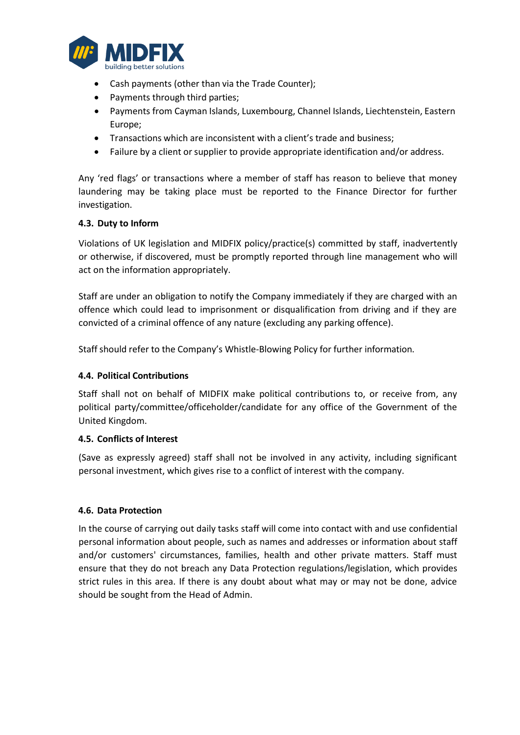- Cash payments (other than via the Trade Counter);
- Payments through third parties;
- Payments from Cayman Islands, Luxembourg, Channel Islands, Liechtenstein, Eastern Europe;
- Transactions which are inconsistent with a client's trade and business;
- Failure by a client or supplier to provide appropriate identification and/or address.

Any 'red flags' or transactions where a member of staff has reason to believe that money laundering may be taking place must be reported to the Finance Director for further investigation.

#### 4.3. Duty to Inform

Violations of UK legislation and MIDFIX policy/practice(s) committed by staff, inadvertently or otherwise, if discovered, must be promptly reported through line management who will act on the information appropriately.

Staff are under an obligation to notify the Company immediately if they are charged with an offence which could lead to imprisonment or disqualification from driving and if they are convicted of a criminal offence of any nature (excluding any parking offence).

Staff should refer to the Company's Whistle-Blowing Policy for further information.

#### 4.4. Political Contributions

Staff shall not on behalf of MIDFIX make political contributions to, or receive from, any political party/committee/officeholder/candidate for any office of the Government of the United Kingdom.

#### 4.5. Conflicts of Interest

(Save as expressly agreed) staff shall not be involved in any activity, including significant personal investment, which gives rise to a conflict of interest with the company.

#### 4.6. Data Protection

In the course of carrying out daily tasks staff will come into contact with and use confidential personal information about people, such as names and addresses or information about staff and/or customers' circumstances, families, health and other private matters. Staff must ensure that they do not breach any Data Protection regulations/legislation, which provides strict rules in this area. If there is any doubt about what may or may not be done, advice should be sought from the Head of Admin.